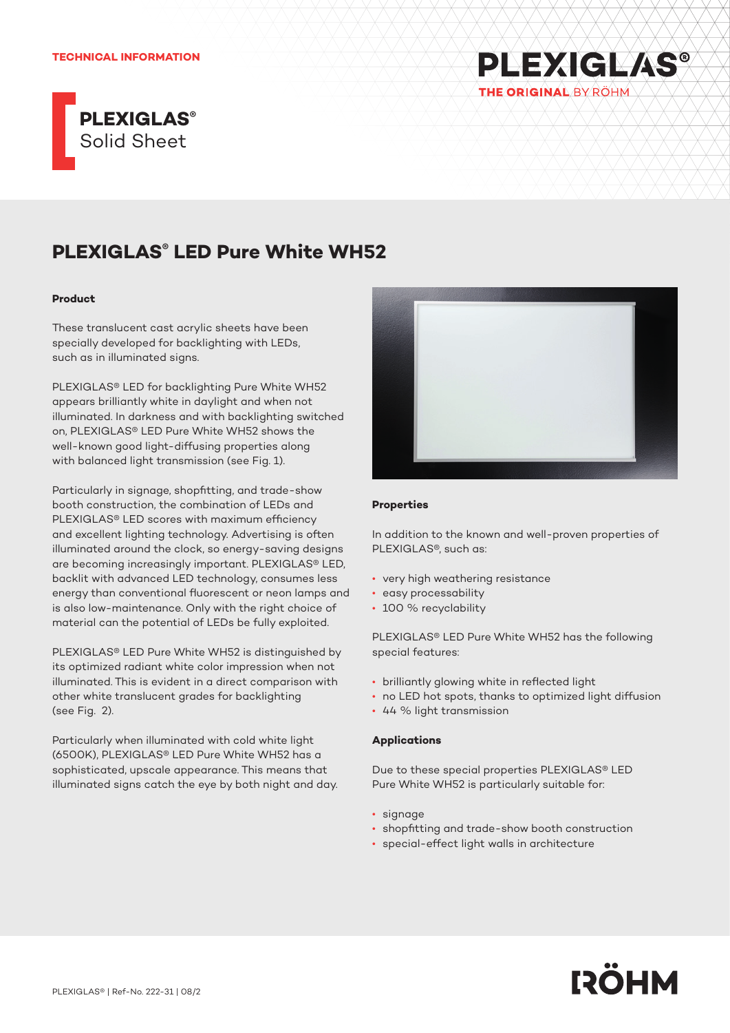TECHNICAL INFORMATION

# PLEXIGLAS® Solid Sheet

## PLEXIGLAS® LED Pure White WH52

### Product

These translucent cast acrylic sheets have been specially developed for backlighting with LEDs, such as in illuminated signs.

PLEXIGLAS® LED for backlighting Pure White WH52 appears brilliantly white in daylight and when not illuminated. In darkness and with backlighting switched on, PLEXIGLAS® LED Pure White WH52 shows the well-known good light-diffusing properties along with balanced light transmission (see Fig. 1).

Particularly in signage, shopfitting, and trade-show booth construction, the combination of LEDs and PLEXIGLAS® LED scores with maximum efficiency and excellent lighting technology. Advertising is often illuminated around the clock, so energy-saving designs are becoming increasingly important. PLEXIGLAS® LED, backlit with advanced LED technology, consumes less energy than conventional fluorescent or neon lamps and is also low-maintenance. Only with the right choice of material can the potential of LEDs be fully exploited.

PLEXIGLAS® LED Pure White WH52 is distinguished by its optimized radiant white color impression when not illuminated. This is evident in a direct comparison with other white translucent grades for backlighting (see Fig. 2).

Particularly when illuminated with cold white light (6500K), PLEXIGLAS® LED Pure White WH52 has a sophisticated, upscale appearance. This means that illuminated signs catch the eye by both night and day.

### Properties

In addition to the known and well-proven properties of PLEXIGLAS®, such as:

- very high weathering resistance
- easy processability
- 100 % recyclability

PLEXIGLAS® LED Pure White WH52 has the following special features:

- brilliantly glowing white in reflected light
- no LED hot spots, thanks to optimized light diffusion
- 44 % light transmission

### Applications

Due to these special properties PLEXIGLAS® LED Pure White WH52 is particularly suitable for:

- signage
- shopfitting and trade-show booth construction
- special-effect light walls in architecture

PLEXIGLAS® | Ref-No. 222-31 | 08/2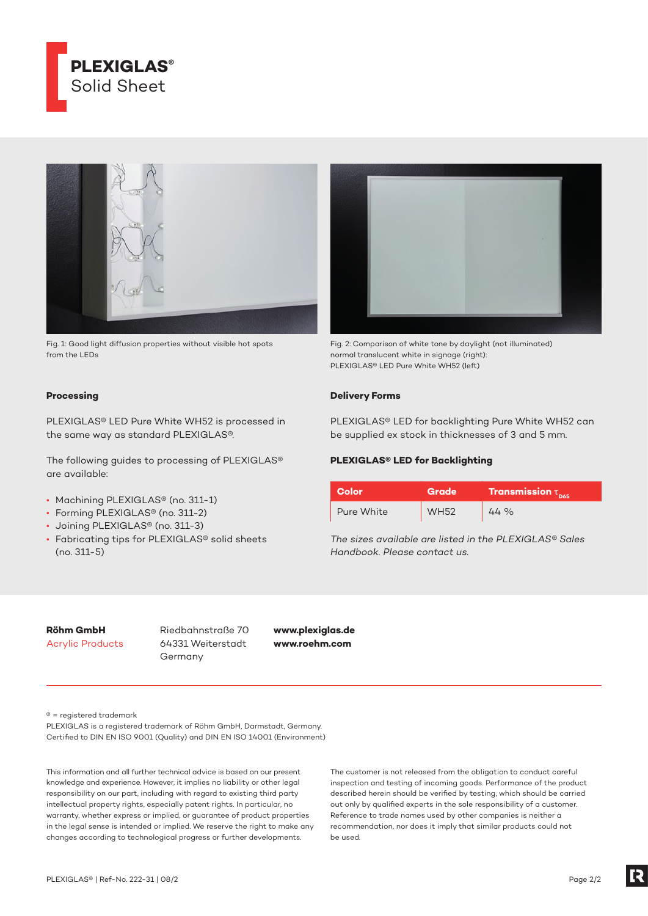# PLEXIGLAS®
Solid Sheet

Fig. 1: Good light diffusion properties without visible hot spots from the LEDs

Fig. 2: Comparison of white tone by daylight (not illuminated) normal translucent white in signage (right): PLEXIGLAS® LED Pure White WH52 (left)

## Processing

PLEXIGLAS® LED Pure White WH52 is processed in the same way as standard PLEXIGLAS®.

The following guides to processing of PLEXIGLAS® are available:

- Machining PLEXIGLAS® (no. 311-1)
- Forming PLEXIGLAS® (no. 311-2)
- Joining PLEXIGLAS® (no. 311-3)
- Fabricating tips for PLEXIGLAS® solid sheets (no. 311-5)

## Delivery Forms

PLEXIGLAS® LED for backlighting Pure White WH52 can be supplied ex stock in thicknesses of 3 and 5 mm.

### PLEXIGLAS® LED for Backlighting

| Color | Grade | Transmission $\tau_{D65}$ |
|---|---|---|
| Pure White | WH52 | 44 % |

*The sizes available are listed in the PLEXIGLAS® Sales Handbook. Please contact us.*

**Röhm GmbH**
Acrylic Products

Riedbahnstraße 70
64331 Weiterstadt
Germany

**www.plexiglas.de**
**www.roehm.com**

® = registered trademark
PLEXIGLAS is a registered trademark of Röhm GmbH, Darmstadt, Germany.
Certified to DIN EN ISO 9001 (Quality) and DIN EN ISO 14001 (Environment)

This information and all further technical advice is based on our present knowledge and experience. However, it implies no liability or other legal responsibility on our part, including with regard to existing third party intellectual property rights, especially patent rights. In particular, no warranty, whether express or implied, or guarantee of product properties in the legal sense is intended or implied. We reserve the right to make any changes according to technological progress or further developments.

The customer is not released from the obligation to conduct careful inspection and testing of incoming goods. Performance of the product described herein should be verified by testing, which should be carried out only by qualified experts in the sole responsibility of a customer. Reference to trade names used by other companies is neither a recommendation, nor does it imply that similar products could not be used.

PLEXIGLAS® | Ref-No. 222-31 | 08/2